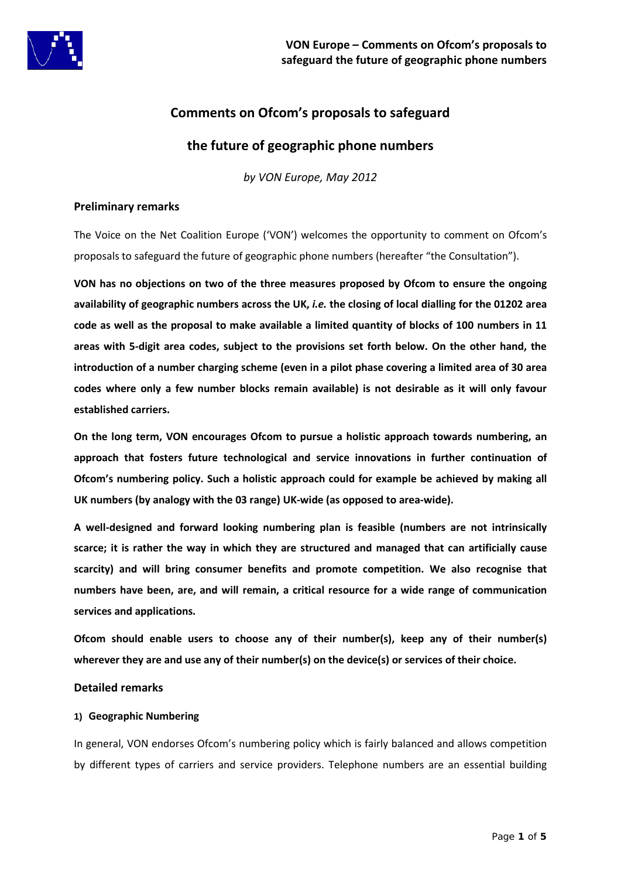# Comments on Ofcom's proposals to safeguard the future of geographic phone numbers

*by VON Europe, May 2012*

## Preliminary remarks

The Voice on the Net Coalition Europe ('VON') welcomes the opportunity to comment on Ofcom's proposals to safeguard the future of geographic phone numbers (hereafter "the Consultation").

**VON has no objections on two of the three measures proposed by Ofcom to ensure the ongoing availability of geographic numbers across the UK, *i.e.* the closing of local dialling for the 01202 area code as well as the proposal to make available a limited quantity of blocks of 100 numbers in 11 areas with 5-digit area codes, subject to the provisions set forth below. On the other hand, the introduction of a number charging scheme (even in a pilot phase covering a limited area of 30 area codes where only a few number blocks remain available) is not desirable as it will only favour established carriers.**

**On the long term, VON encourages Ofcom to pursue a holistic approach towards numbering, an approach that fosters future technological and service innovations in further continuation of Ofcom's numbering policy. Such a holistic approach could for example be achieved by making all UK numbers (by analogy with the 03 range) UK-wide (as opposed to area-wide).**

**A well-designed and forward looking numbering plan is feasible (numbers are not intrinsically scarce; it is rather the way in which they are structured and managed that can artificially cause scarcity) and will bring consumer benefits and promote competition. We also recognise that numbers have been, are, and will remain, a critical resource for a wide range of communication services and applications.**

**Ofcom should enable users to choose any of their number(s), keep any of their number(s) wherever they are and use any of their number(s) on the device(s) or services of their choice.**

## Detailed remarks

### 1) Geographic Numbering

In general, VON endorses Ofcom's numbering policy which is fairly balanced and allows competition by different types of carriers and service providers. Telephone numbers are an essential building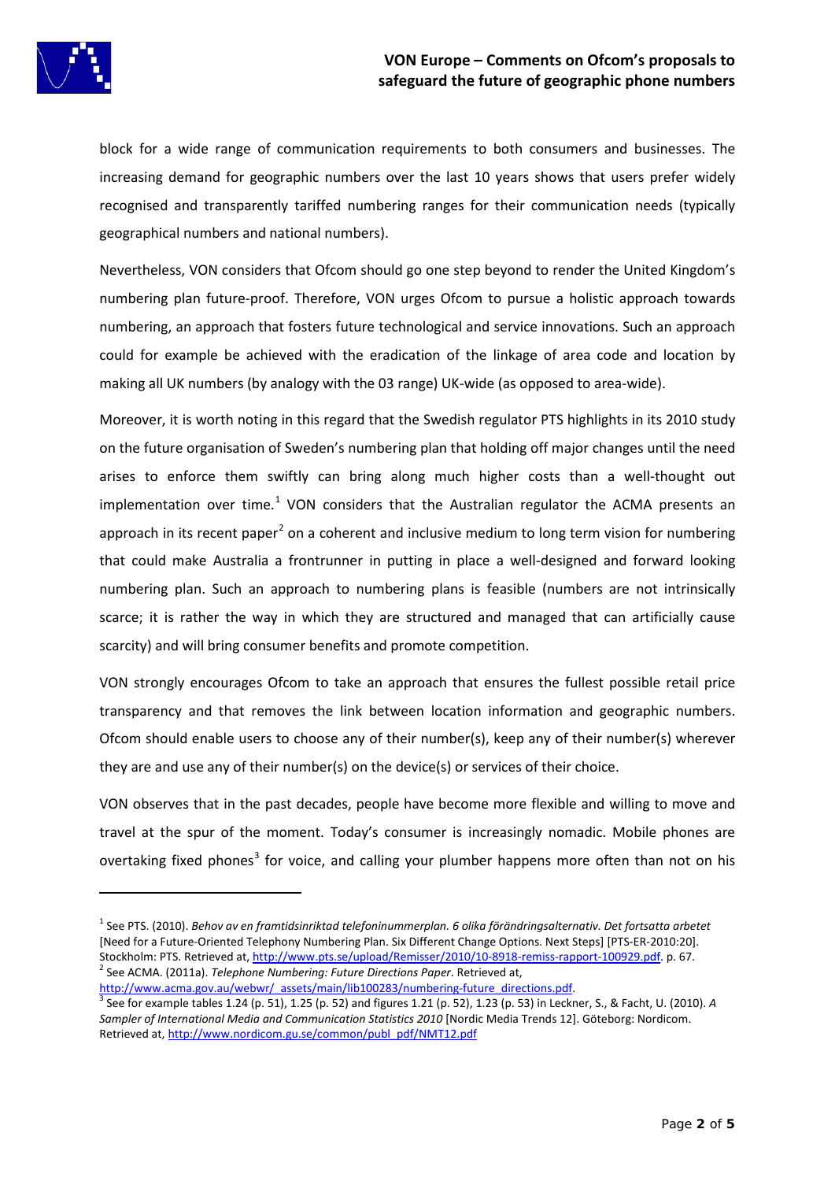block for a wide range of communication requirements to both consumers and businesses. The increasing demand for geographic numbers over the last 10 years shows that users prefer widely recognised and transparently tariffed numbering ranges for their communication needs (typically geographical numbers and national numbers).

Nevertheless, VON considers that Ofcom should go one step beyond to render the United Kingdom's numbering plan future-proof. Therefore, VON urges Ofcom to pursue a holistic approach towards numbering, an approach that fosters future technological and service innovations. Such an approach could for example be achieved with the eradication of the linkage of area code and location by making all UK numbers (by analogy with the 03 range) UK-wide (as opposed to area-wide).

Moreover, it is worth noting in this regard that the Swedish regulator PTS highlights in its 2010 study on the future organisation of Sweden's numbering plan that holding off major changes until the need arises to enforce them swiftly can bring along much higher costs than a well-thought out implementation over time.[1] VON considers that the Australian regulator the ACMA presents an approach in its recent paper[2] on a coherent and inclusive medium to long term vision for numbering that could make Australia a frontrunner in putting in place a well-designed and forward looking numbering plan. Such an approach to numbering plans is feasible (numbers are not intrinsically scarce; it is rather the way in which they are structured and managed that can artificially cause scarcity) and will bring consumer benefits and promote competition.

VON strongly encourages Ofcom to take an approach that ensures the fullest possible retail price transparency and that removes the link between location information and geographic numbers. Ofcom should enable users to choose any of their number(s), keep any of their number(s) wherever they are and use any of their number(s) on the device(s) or services of their choice.

VON observes that in the past decades, people have become more flexible and willing to move and travel at the spur of the moment. Today's consumer is increasingly nomadic. Mobile phones are overtaking fixed phones[3] for voice, and calling your plumber happens more often than not on his

---

[1] See PTS. (2010). *Behov av en framtidsinriktad telefoninummerplan. 6 olika förändringsalternativ. Det fortsatta arbetet* [Need for a Future-Oriented Telephony Numbering Plan. Six Different Change Options. Next Steps] [PTS-ER-2010:20]. Stockholm: PTS. Retrieved at, http://www.pts.se/upload/Remisser/2010/10-8918-remiss-rapport-100929.pdf. p. 67.

[2] See ACMA. (2011a). *Telephone Numbering: Future Directions Paper*. Retrieved at, http://www.acma.gov.au/webwr/_assets/main/lib100283/numbering-future_directions.pdf.

[3] See for example tables 1.24 (p. 51), 1.25 (p. 52) and figures 1.21 (p. 52), 1.23 (p. 53) in Leckner, S., & Facht, U. (2010). *A Sampler of International Media and Communication Statistics 2010* [Nordic Media Trends 12]. Göteborg: Nordicom. Retrieved at, http://www.nordicom.gu.se/common/publ_pdf/NMT12.pdf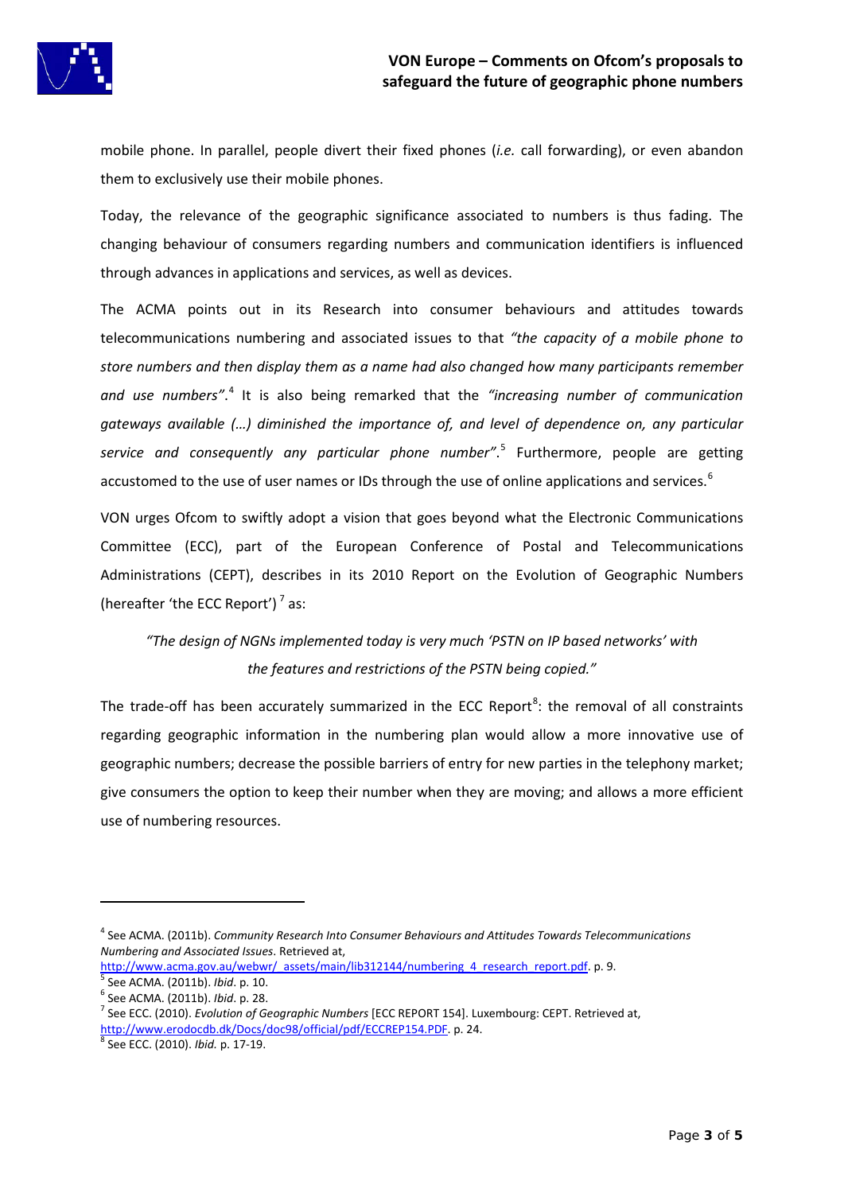mobile phone. In parallel, people divert their fixed phones (*i.e.* call forwarding), or even abandon them to exclusively use their mobile phones.

Today, the relevance of the geographic significance associated to numbers is thus fading. The changing behaviour of consumers regarding numbers and communication identifiers is influenced through advances in applications and services, as well as devices.

The ACMA points out in its Research into consumer behaviours and attitudes towards telecommunications numbering and associated issues to that *"the capacity of a mobile phone to store numbers and then display them as a name had also changed how many participants remember and use numbers"*.[4] It is also being remarked that the *"increasing number of communication gateways available (…) diminished the importance of, and level of dependence on, any particular service and consequently any particular phone number"*.[5] Furthermore, people are getting accustomed to the use of user names or IDs through the use of online applications and services.[6]

VON urges Ofcom to swiftly adopt a vision that goes beyond what the Electronic Communications Committee (ECC), part of the European Conference of Postal and Telecommunications Administrations (CEPT), describes in its 2010 Report on the Evolution of Geographic Numbers (hereafter 'the ECC Report') [7] as:

> *"The design of NGNs implemented today is very much 'PSTN on IP based networks' with the features and restrictions of the PSTN being copied."*

The trade-off has been accurately summarized in the ECC Report[8]: the removal of all constraints regarding geographic information in the numbering plan would allow a more innovative use of geographic numbers; decrease the possible barriers of entry for new parties in the telephony market; give consumers the option to keep their number when they are moving; and allows a more efficient use of numbering resources.

---

[4] See ACMA. (2011b). *Community Research Into Consumer Behaviours and Attitudes Towards Telecommunications Numbering and Associated Issues*. Retrieved at, http://www.acma.gov.au/webwr/_assets/main/lib312144/numbering_4_research_report.pdf. p. 9.

[5] See ACMA. (2011b). *Ibid*. p. 10.

[6] See ACMA. (2011b). *Ibid*. p. 28.

[7] See ECC. (2010). *Evolution of Geographic Numbers* [ECC REPORT 154]. Luxembourg: CEPT. Retrieved at, http://www.erodocdb.dk/Docs/doc98/official/pdf/ECCREP154.PDF. p. 24.

[8] See ECC. (2010). *Ibid.* p. 17-19.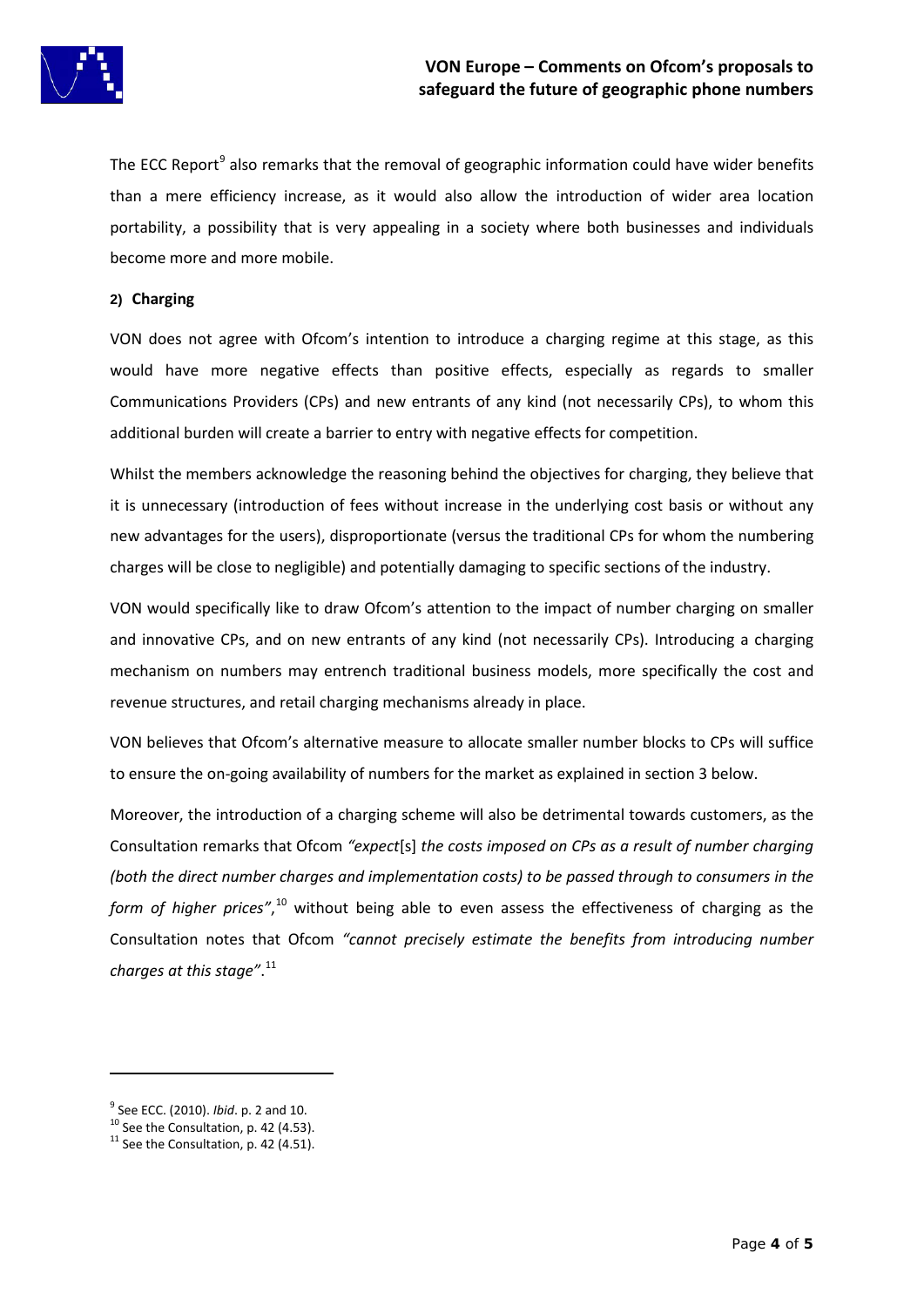The ECC Report[9] also remarks that the removal of geographic information could have wider benefits than a mere efficiency increase, as it would also allow the introduction of wider area location portability, a possibility that is very appealing in a society where both businesses and individuals become more and more mobile.

**2) Charging**

VON does not agree with Ofcom's intention to introduce a charging regime at this stage, as this would have more negative effects than positive effects, especially as regards to smaller Communications Providers (CPs) and new entrants of any kind (not necessarily CPs), to whom this additional burden will create a barrier to entry with negative effects for competition.

Whilst the members acknowledge the reasoning behind the objectives for charging, they believe that it is unnecessary (introduction of fees without increase in the underlying cost basis or without any new advantages for the users), disproportionate (versus the traditional CPs for whom the numbering charges will be close to negligible) and potentially damaging to specific sections of the industry.

VON would specifically like to draw Ofcom's attention to the impact of number charging on smaller and innovative CPs, and on new entrants of any kind (not necessarily CPs). Introducing a charging mechanism on numbers may entrench traditional business models, more specifically the cost and revenue structures, and retail charging mechanisms already in place.

VON believes that Ofcom's alternative measure to allocate smaller number blocks to CPs will suffice to ensure the on-going availability of numbers for the market as explained in section 3 below.

Moreover, the introduction of a charging scheme will also be detrimental towards customers, as the Consultation remarks that Ofcom *"expect*[s] *the costs imposed on CPs as a result of number charging (both the direct number charges and implementation costs) to be passed through to consumers in the form of higher prices"*,[10] without being able to even assess the effectiveness of charging as the Consultation notes that Ofcom *"cannot precisely estimate the benefits from introducing number charges at this stage"*.[11]

---

[9] See ECC. (2010). *Ibid*. p. 2 and 10.

[10] See the Consultation, p. 42 (4.53).

[11] See the Consultation, p. 42 (4.51).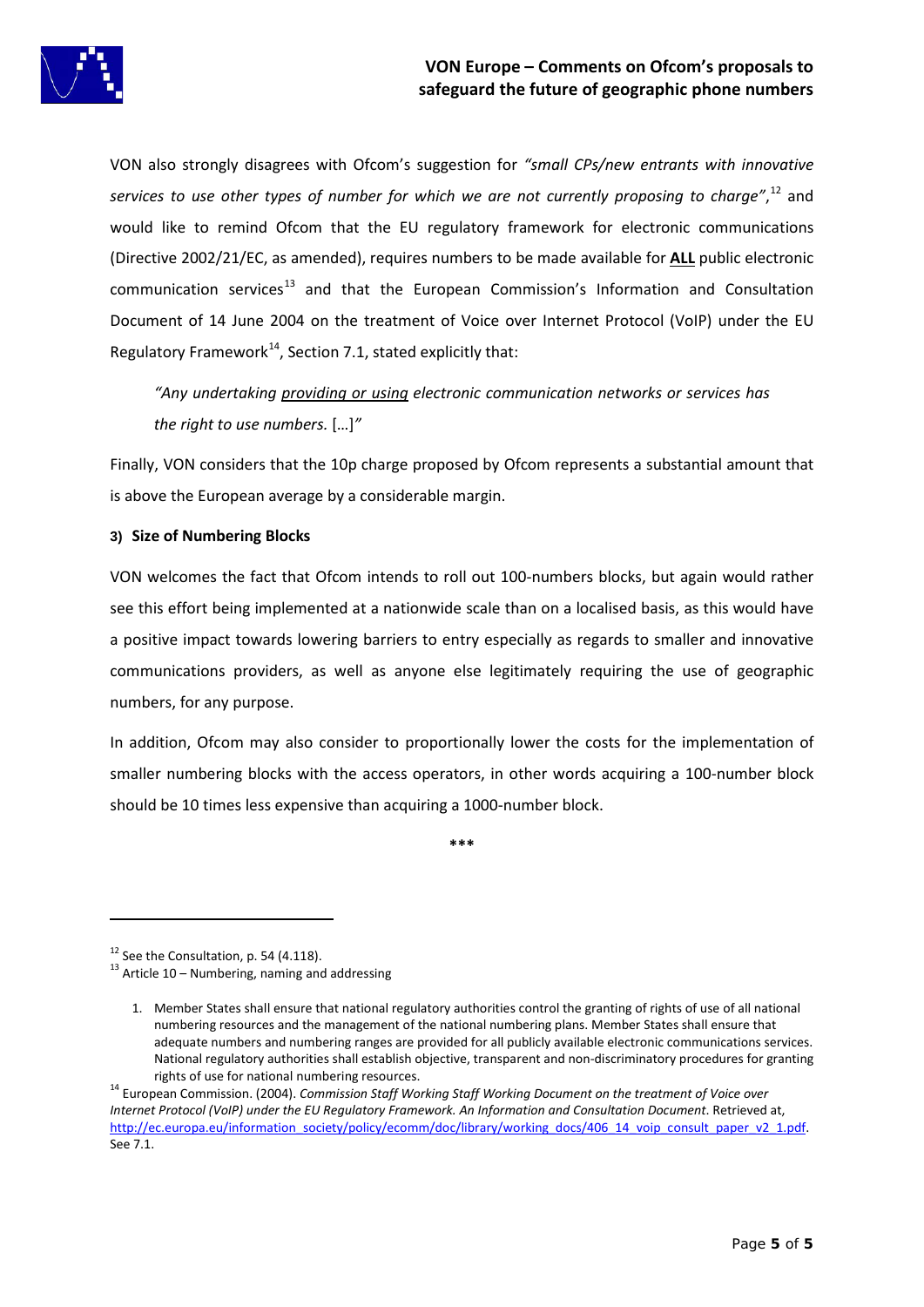VON also strongly disagrees with Ofcom's suggestion for *"small CPs/new entrants with innovative services to use other types of number for which we are not currently proposing to charge"*,[12] and would like to remind Ofcom that the EU regulatory framework for electronic communications (Directive 2002/21/EC, as amended), requires numbers to be made available for **ALL** public electronic communication services[13] and that the European Commission's Information and Consultation Document of 14 June 2004 on the treatment of Voice over Internet Protocol (VoIP) under the EU Regulatory Framework[14], Section 7.1, stated explicitly that:

> *"Any undertaking providing or using electronic communication networks or services has the right to use numbers.* […]*"*

Finally, VON considers that the 10p charge proposed by Ofcom represents a substantial amount that is above the European average by a considerable margin.

**3) Size of Numbering Blocks**

VON welcomes the fact that Ofcom intends to roll out 100-numbers blocks, but again would rather see this effort being implemented at a nationwide scale than on a localised basis, as this would have a positive impact towards lowering barriers to entry especially as regards to smaller and innovative communications providers, as well as anyone else legitimately requiring the use of geographic numbers, for any purpose.

In addition, Ofcom may also consider to proportionally lower the costs for the implementation of smaller numbering blocks with the access operators, in other words acquiring a 100-number block should be 10 times less expensive than acquiring a 1000-number block.

***

---

[12] See the Consultation, p. 54 (4.118).

[13] Article 10 – Numbering, naming and addressing

1. Member States shall ensure that national regulatory authorities control the granting of rights of use of all national numbering resources and the management of the national numbering plans. Member States shall ensure that adequate numbers and numbering ranges are provided for all publicly available electronic communications services. National regulatory authorities shall establish objective, transparent and non-discriminatory procedures for granting rights of use for national numbering resources.

[14] European Commission. (2004). *Commission Staff Working Staff Working Document on the treatment of Voice over Internet Protocol (VoIP) under the EU Regulatory Framework. An Information and Consultation Document*. Retrieved at, http://ec.europa.eu/information_society/policy/ecomm/doc/library/working_docs/406_14_voip_consult_paper_v2_1.pdf. See 7.1.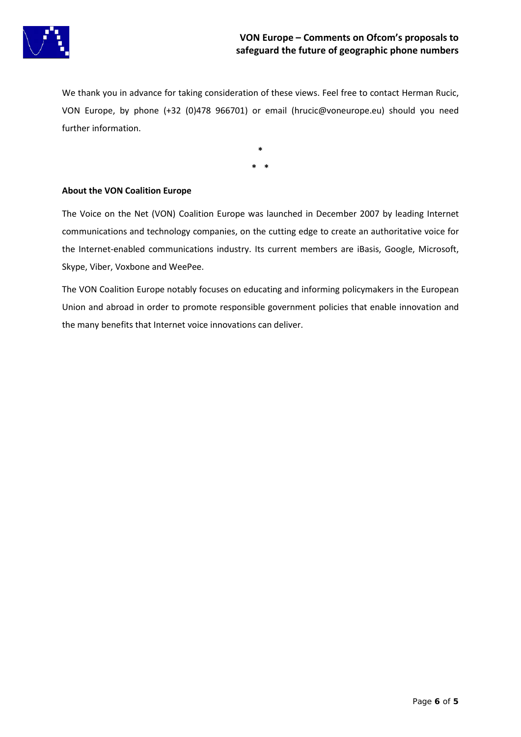We thank you in advance for taking consideration of these views. Feel free to contact Herman Rucic, VON Europe, by phone (+32 (0)478 966701) or email (hrucic@voneurope.eu) should you need further information.

*

* *

**About the VON Coalition Europe**

The Voice on the Net (VON) Coalition Europe was launched in December 2007 by leading Internet communications and technology companies, on the cutting edge to create an authoritative voice for the Internet-enabled communications industry. Its current members are iBasis, Google, Microsoft, Skype, Viber, Voxbone and WeePee.

The VON Coalition Europe notably focuses on educating and informing policymakers in the European Union and abroad in order to promote responsible government policies that enable innovation and the many benefits that Internet voice innovations can deliver.